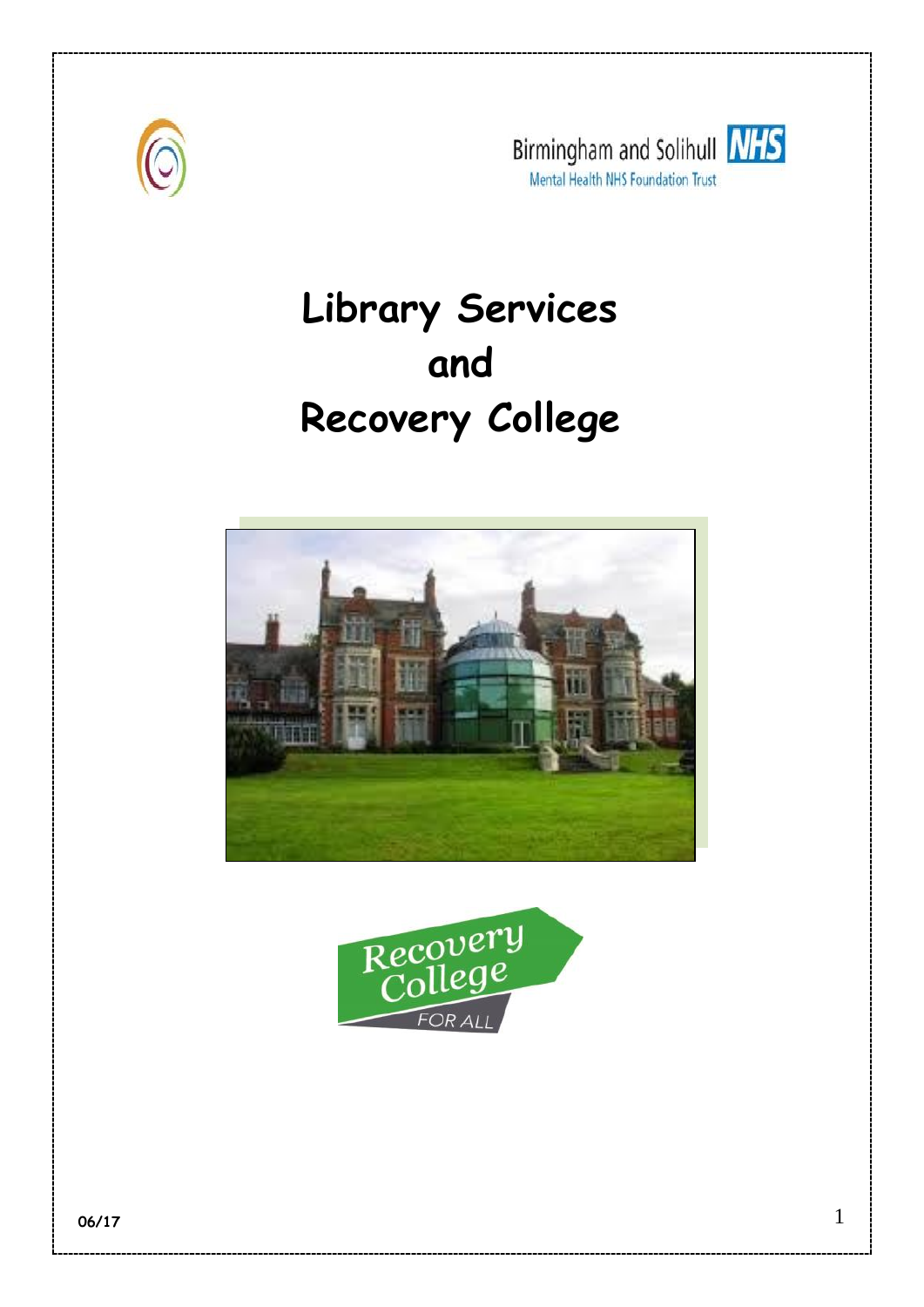Birmingham and Solihull NHS

Mental Health NHS Foundation Trust

# Library Services and Recovery College

Recovery College FOR ALL

06/17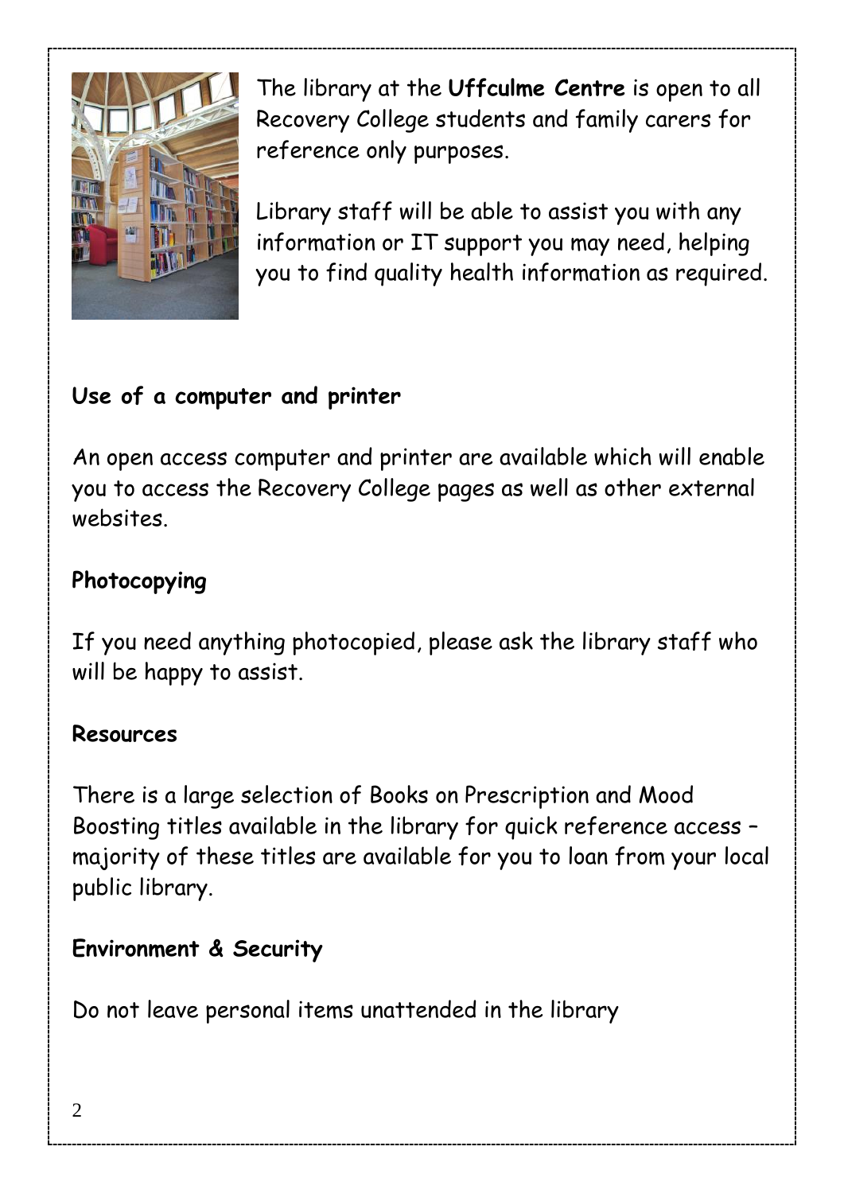The library at the **Uffculme Centre** is open to all Recovery College students and family carers for reference only purposes.

Library staff will be able to assist you with any information or IT support you may need, helping you to find quality health information as required.

## Use of a computer and printer

An open access computer and printer are available which will enable you to access the Recovery College pages as well as other external websites.

## Photocopying

If you need anything photocopied, please ask the library staff who will be happy to assist.

## Resources

There is a large selection of Books on Prescription and Mood Boosting titles available in the library for quick reference access – majority of these titles are available for you to loan from your local public library.

## Environment & Security

Do not leave personal items unattended in the library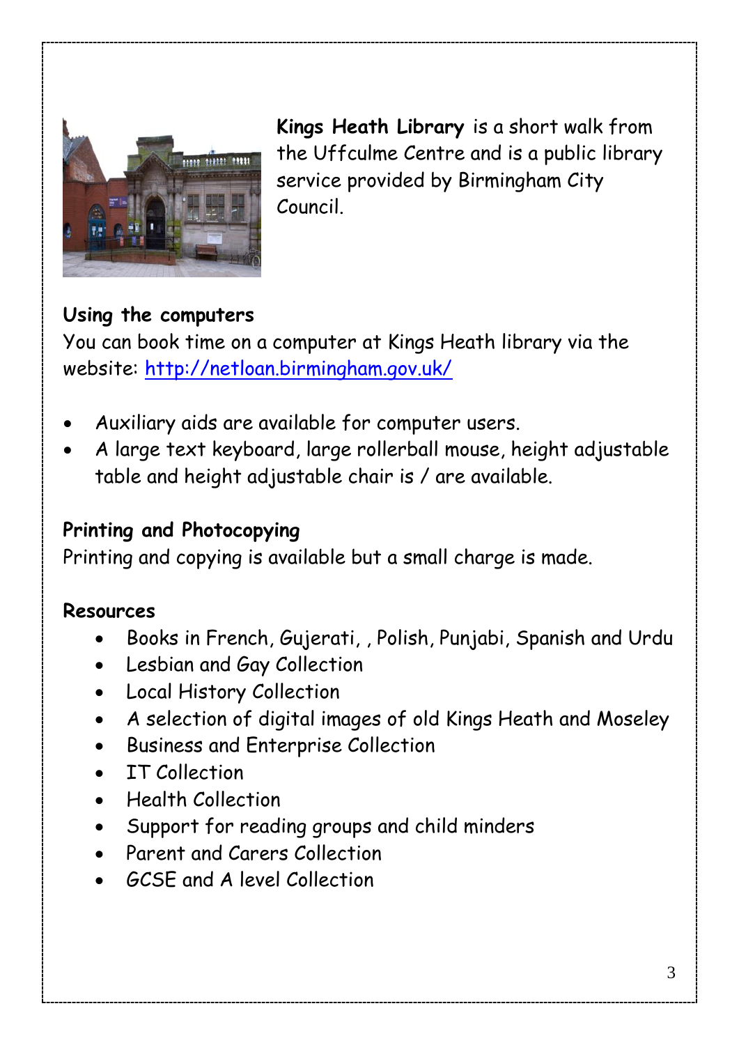**Kings Heath Library** is a short walk from the Uffculme Centre and is a public library service provided by Birmingham City Council.

**Using the computers**

You can book time on a computer at Kings Heath library via the website: http://netloan.birmingham.gov.uk/

- Auxiliary aids are available for computer users.
- A large text keyboard, large rollerball mouse, height adjustable table and height adjustable chair is / are available.

**Printing and Photocopying**

Printing and copying is available but a small charge is made.

**Resources**

- Books in French, Gujerati, , Polish, Punjabi, Spanish and Urdu
- Lesbian and Gay Collection
- Local History Collection
- A selection of digital images of old Kings Heath and Moseley
- Business and Enterprise Collection
- IT Collection
- Health Collection
- Support for reading groups and child minders
- Parent and Carers Collection
- GCSE and A level Collection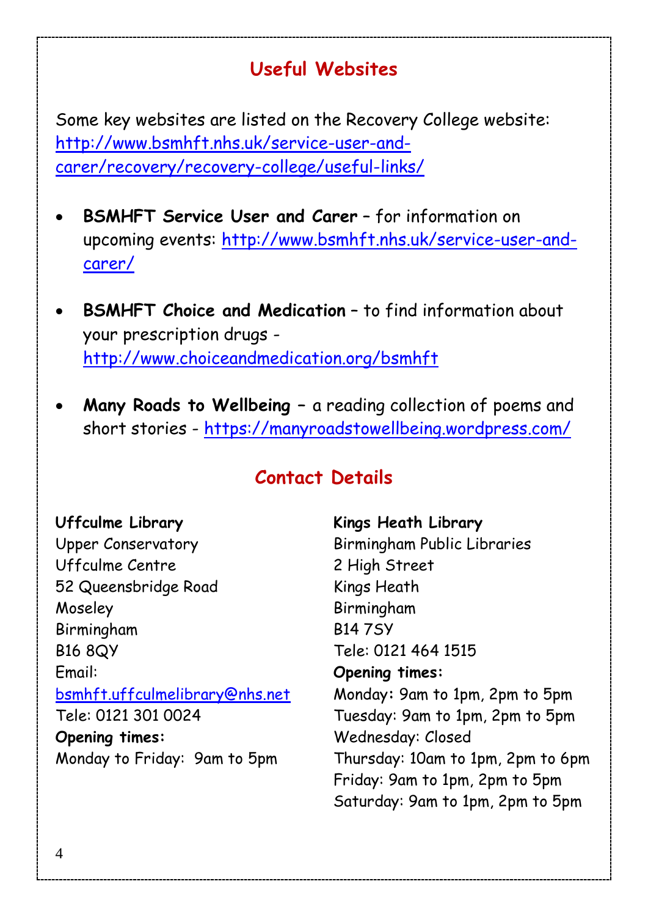## Useful Websites

Some key websites are listed on the Recovery College website: http://www.bsmhft.nhs.uk/service-user-and-carer/recovery/recovery-college/useful-links/

- **BSMHFT Service User and Carer** – for information on upcoming events: http://www.bsmhft.nhs.uk/service-user-and-carer/
- **BSMHFT Choice and Medication** – to find information about your prescription drugs - http://www.choiceandmedication.org/bsmhft
- **Many Roads to Wellbeing** – a reading collection of poems and short stories - https://manyroadstowellbeing.wordpress.com/

## Contact Details

**Uffculme Library**
Upper Conservatory
Uffculme Centre
52 Queensbridge Road
Moseley
Birmingham
B16 8QY
Email:
bsmhft.uffculmelibrary@nhs.net
Tele: 0121 301 0024
**Opening times:**
Monday to Friday: 9am to 5pm

**Kings Heath Library**
Birmingham Public Libraries
2 High Street
Kings Heath
Birmingham
B14 7SY
Tele: 0121 464 1515
**Opening times:**
Monday: 9am to 1pm, 2pm to 5pm
Tuesday: 9am to 1pm, 2pm to 5pm
Wednesday: Closed
Thursday: 10am to 1pm, 2pm to 6pm
Friday: 9am to 1pm, 2pm to 5pm
Saturday: 9am to 1pm, 2pm to 5pm